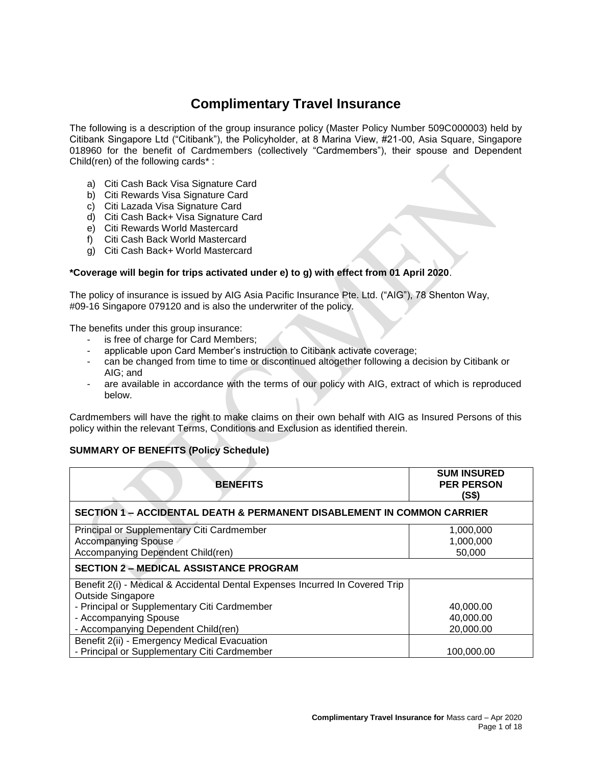# Complimentary Travel Insurance

The following is a description of the group insurance policy (Master Policy Number 509C000003) held by Citibank Singapore Ltd ("Citibank"), the Policyholder, at 8 Marina View, #21-00, Asia Square, Singapore 018960 for the benefit of Cardmembers (collectively "Cardmembers"), their spouse and Dependent Child(ren) of the following cards* :

a) Citi Cash Back Visa Signature Card
b) Citi Rewards Visa Signature Card
c) Citi Lazada Visa Signature Card
d) Citi Cash Back+ Visa Signature Card
e) Citi Rewards World Mastercard
f) Citi Cash Back World Mastercard
g) Citi Cash Back+ World Mastercard

**\*Coverage will begin for trips activated under e) to g) with effect from 01 April 2020**.

The policy of insurance is issued by AIG Asia Pacific Insurance Pte. Ltd. ("AIG"), 78 Shenton Way, #09-16 Singapore 079120 and is also the underwriter of the policy.

The benefits under this group insurance:

- is free of charge for Card Members;
- applicable upon Card Member's instruction to Citibank activate coverage;
- can be changed from time to time or discontinued altogether following a decision by Citibank or AIG; and
- are available in accordance with the terms of our policy with AIG, extract of which is reproduced below.

Cardmembers will have the right to make claims on their own behalf with AIG as Insured Persons of this policy within the relevant Terms, Conditions and Exclusion as identified therein.

**SUMMARY OF BENEFITS (Policy Schedule)**

| BENEFITS | SUM INSURED PER PERSON (S$) |
|---|---|
| **SECTION 1 – ACCIDENTAL DEATH & PERMANENT DISABLEMENT IN COMMON CARRIER** | |
| Principal or Supplementary Citi Cardmember<br>Accompanying Spouse<br>Accompanying Dependent Child(ren) | 1,000,000<br>1,000,000<br>50,000 |
| **SECTION 2 – MEDICAL ASSISTANCE PROGRAM** | |
| Benefit 2(i) - Medical & Accidental Dental Expenses Incurred In Covered Trip Outside Singapore<br>- Principal or Supplementary Citi Cardmember<br>- Accompanying Spouse<br>- Accompanying Dependent Child(ren) | <br><br>40,000.00<br>40,000.00<br>20,000.00 |
| Benefit 2(ii) - Emergency Medical Evacuation<br>- Principal or Supplementary Citi Cardmember | <br>100,000.00 |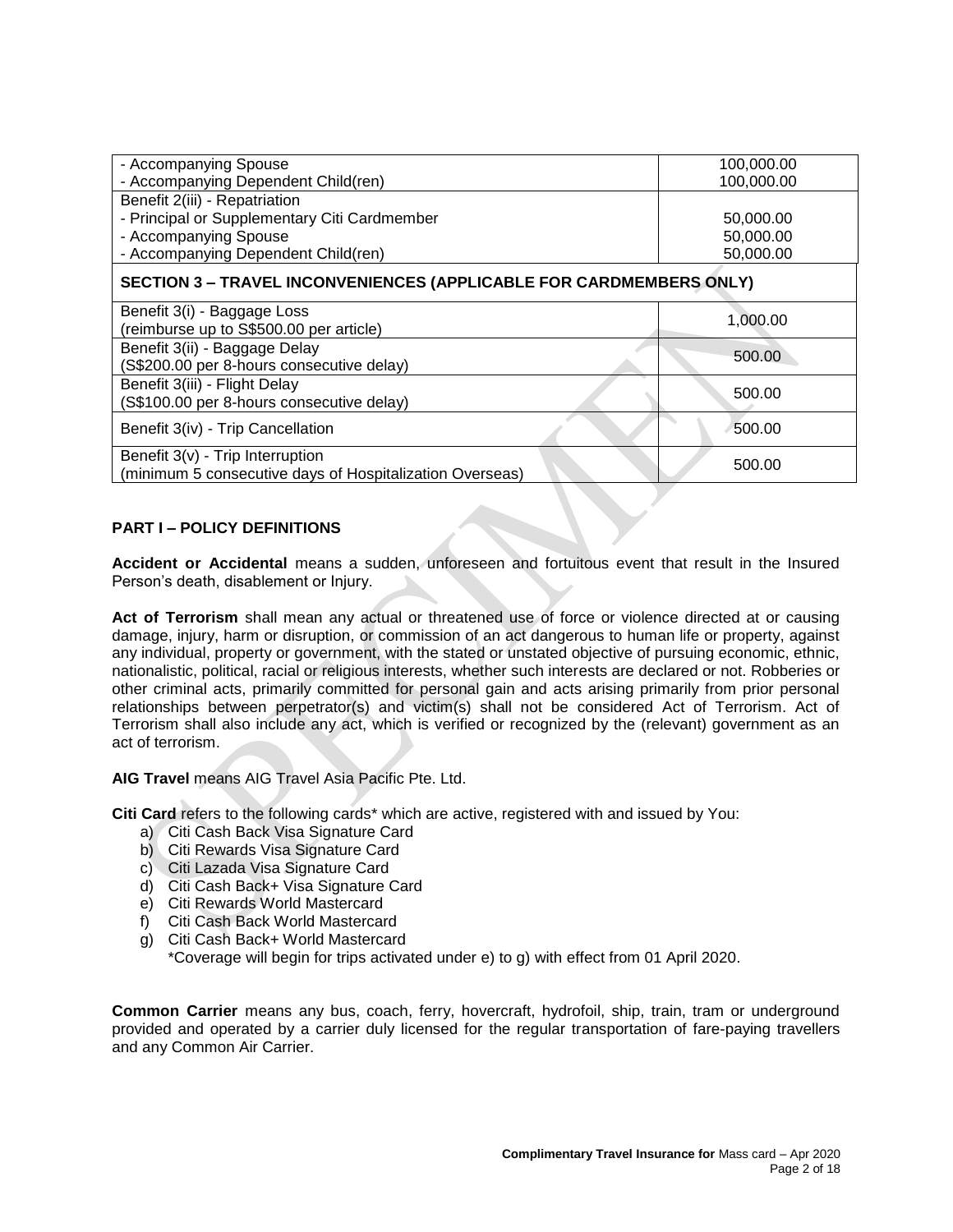| | |
|---|---|
| - Accompanying Spouse<br>- Accompanying Dependent Child(ren) | 100,000.00<br>100,000.00 |
| Benefit 2(iii) - Repatriation<br>- Principal or Supplementary Citi Cardmember<br>- Accompanying Spouse<br>- Accompanying Dependent Child(ren) | <br>50,000.00<br>50,000.00<br>50,000.00 |
| **SECTION 3 – TRAVEL INCONVENIENCES (APPLICABLE FOR CARDMEMBERS ONLY)** | |
| Benefit 3(i) - Baggage Loss<br>(reimburse up to S$500.00 per article) | 1,000.00 |
| Benefit 3(ii) - Baggage Delay<br>(S$200.00 per 8-hours consecutive delay) | 500.00 |
| Benefit 3(iii) - Flight Delay<br>(S$100.00 per 8-hours consecutive delay) | 500.00 |
| Benefit 3(iv) - Trip Cancellation | 500.00 |
| Benefit 3(v) - Trip Interruption<br>(minimum 5 consecutive days of Hospitalization Overseas) | 500.00 |

## PART I – POLICY DEFINITIONS

**Accident or Accidental** means a sudden, unforeseen and fortuitous event that result in the Insured Person's death, disablement or Injury.

**Act of Terrorism** shall mean any actual or threatened use of force or violence directed at or causing damage, injury, harm or disruption, or commission of an act dangerous to human life or property, against any individual, property or government, with the stated or unstated objective of pursuing economic, ethnic, nationalistic, political, racial or religious interests, whether such interests are declared or not. Robberies or other criminal acts, primarily committed for personal gain and acts arising primarily from prior personal relationships between perpetrator(s) and victim(s) shall not be considered Act of Terrorism. Act of Terrorism shall also include any act, which is verified or recognized by the (relevant) government as an act of terrorism.

**AIG Travel** means AIG Travel Asia Pacific Pte. Ltd.

**Citi Card** refers to the following cards* which are active, registered with and issued by You:

a) Citi Cash Back Visa Signature Card
b) Citi Rewards Visa Signature Card
c) Citi Lazada Visa Signature Card
d) Citi Cash Back+ Visa Signature Card
e) Citi Rewards World Mastercard
f) Citi Cash Back World Mastercard
g) Citi Cash Back+ World Mastercard

*Coverage will begin for trips activated under e) to g) with effect from 01 April 2020.

**Common Carrier** means any bus, coach, ferry, hovercraft, hydrofoil, ship, train, tram or underground provided and operated by a carrier duly licensed for the regular transportation of fare-paying travellers and any Common Air Carrier.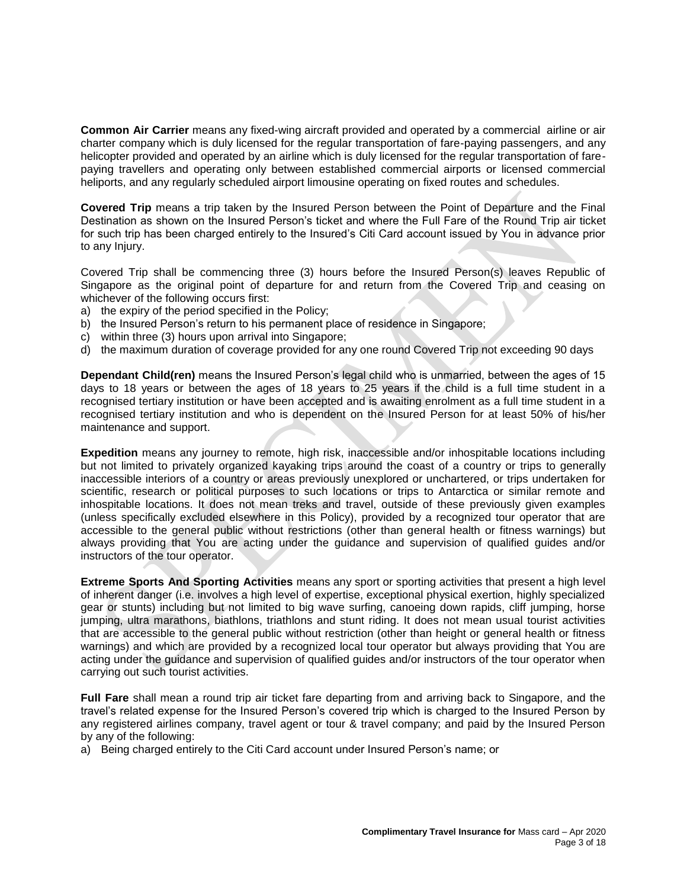**Common Air Carrier** means any fixed-wing aircraft provided and operated by a commercial airline or air charter company which is duly licensed for the regular transportation of fare-paying passengers, and any helicopter provided and operated by an airline which is duly licensed for the regular transportation of fare-paying travellers and operating only between established commercial airports or licensed commercial heliports, and any regularly scheduled airport limousine operating on fixed routes and schedules.

**Covered Trip** means a trip taken by the Insured Person between the Point of Departure and the Final Destination as shown on the Insured Person's ticket and where the Full Fare of the Round Trip air ticket for such trip has been charged entirely to the Insured's Citi Card account issued by You in advance prior to any Injury.

Covered Trip shall be commencing three (3) hours before the Insured Person(s) leaves Republic of Singapore as the original point of departure for and return from the Covered Trip and ceasing on whichever of the following occurs first:

a) the expiry of the period specified in the Policy;
b) the Insured Person's return to his permanent place of residence in Singapore;
c) within three (3) hours upon arrival into Singapore;
d) the maximum duration of coverage provided for any one round Covered Trip not exceeding 90 days

**Dependant Child(ren)** means the Insured Person's legal child who is unmarried, between the ages of 15 days to 18 years or between the ages of 18 years to 25 years if the child is a full time student in a recognised tertiary institution or have been accepted and is awaiting enrolment as a full time student in a recognised tertiary institution and who is dependent on the Insured Person for at least 50% of his/her maintenance and support.

**Expedition** means any journey to remote, high risk, inaccessible and/or inhospitable locations including but not limited to privately organized kayaking trips around the coast of a country or trips to generally inaccessible interiors of a country or areas previously unexplored or unchartered, or trips undertaken for scientific, research or political purposes to such locations or trips to Antarctica or similar remote and inhospitable locations. It does not mean treks and travel, outside of these previously given examples (unless specifically excluded elsewhere in this Policy), provided by a recognized tour operator that are accessible to the general public without restrictions (other than general health or fitness warnings) but always providing that You are acting under the guidance and supervision of qualified guides and/or instructors of the tour operator.

**Extreme Sports And Sporting Activities** means any sport or sporting activities that present a high level of inherent danger (i.e. involves a high level of expertise, exceptional physical exertion, highly specialized gear or stunts) including but not limited to big wave surfing, canoeing down rapids, cliff jumping, horse jumping, ultra marathons, biathlons, triathlons and stunt riding. It does not mean usual tourist activities that are accessible to the general public without restriction (other than height or general health or fitness warnings) and which are provided by a recognized local tour operator but always providing that You are acting under the guidance and supervision of qualified guides and/or instructors of the tour operator when carrying out such tourist activities.

**Full Fare** shall mean a round trip air ticket fare departing from and arriving back to Singapore, and the travel's related expense for the Insured Person's covered trip which is charged to the Insured Person by any registered airlines company, travel agent or tour & travel company; and paid by the Insured Person by any of the following:

a) Being charged entirely to the Citi Card account under Insured Person's name; or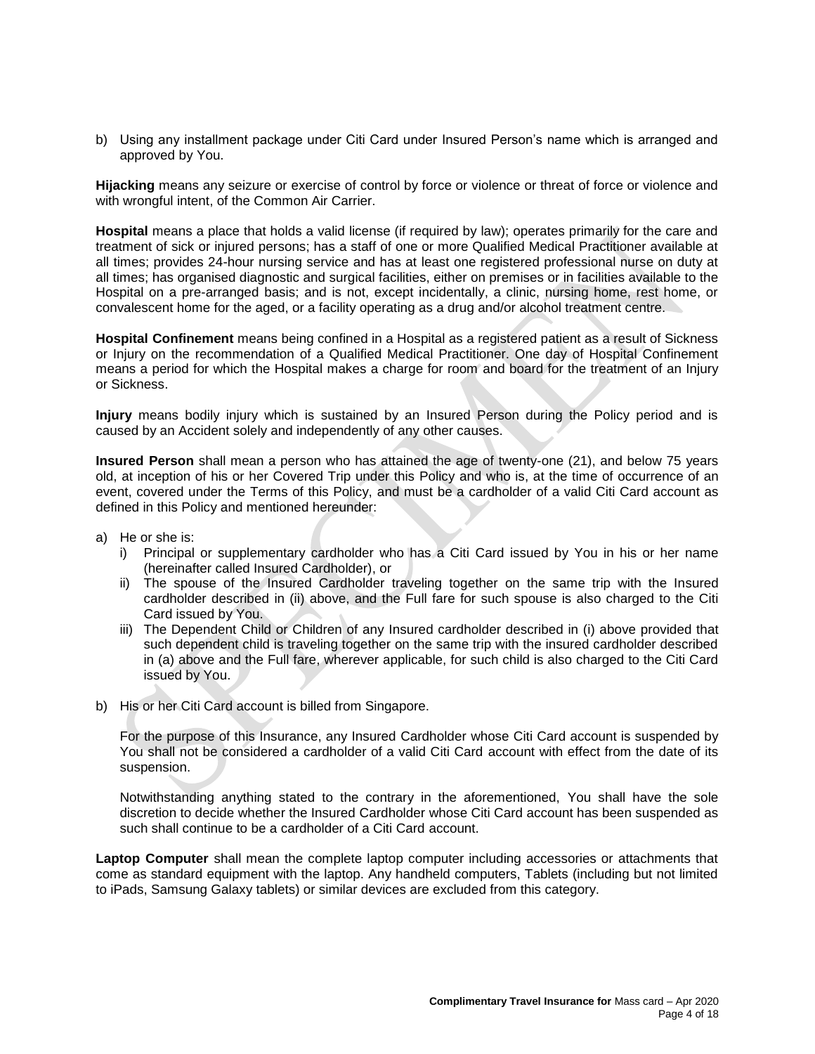b) Using any installment package under Citi Card under Insured Person's name which is arranged and approved by You.

**Hijacking** means any seizure or exercise of control by force or violence or threat of force or violence and with wrongful intent, of the Common Air Carrier.

**Hospital** means a place that holds a valid license (if required by law); operates primarily for the care and treatment of sick or injured persons; has a staff of one or more Qualified Medical Practitioner available at all times; provides 24-hour nursing service and has at least one registered professional nurse on duty at all times; has organised diagnostic and surgical facilities, either on premises or in facilities available to the Hospital on a pre-arranged basis; and is not, except incidentally, a clinic, nursing home, rest home, or convalescent home for the aged, or a facility operating as a drug and/or alcohol treatment centre.

**Hospital Confinement** means being confined in a Hospital as a registered patient as a result of Sickness or Injury on the recommendation of a Qualified Medical Practitioner. One day of Hospital Confinement means a period for which the Hospital makes a charge for room and board for the treatment of an Injury or Sickness.

**Injury** means bodily injury which is sustained by an Insured Person during the Policy period and is caused by an Accident solely and independently of any other causes.

**Insured Person** shall mean a person who has attained the age of twenty-one (21), and below 75 years old, at inception of his or her Covered Trip under this Policy and who is, at the time of occurrence of an event, covered under the Terms of this Policy, and must be a cardholder of a valid Citi Card account as defined in this Policy and mentioned hereunder:

a) He or she is:
   i) Principal or supplementary cardholder who has a Citi Card issued by You in his or her name (hereinafter called Insured Cardholder), or
   ii) The spouse of the Insured Cardholder traveling together on the same trip with the Insured cardholder described in (ii) above, and the Full fare for such spouse is also charged to the Citi Card issued by You.
   iii) The Dependent Child or Children of any Insured cardholder described in (i) above provided that such dependent child is traveling together on the same trip with the insured cardholder described in (a) above and the Full fare, wherever applicable, for such child is also charged to the Citi Card issued by You.

b) His or her Citi Card account is billed from Singapore.

   For the purpose of this Insurance, any Insured Cardholder whose Citi Card account is suspended by You shall not be considered a cardholder of a valid Citi Card account with effect from the date of its suspension.

   Notwithstanding anything stated to the contrary in the aforementioned, You shall have the sole discretion to decide whether the Insured Cardholder whose Citi Card account has been suspended as such shall continue to be a cardholder of a Citi Card account.

**Laptop Computer** shall mean the complete laptop computer including accessories or attachments that come as standard equipment with the laptop. Any handheld computers, Tablets (including but not limited to iPads, Samsung Galaxy tablets) or similar devices are excluded from this category.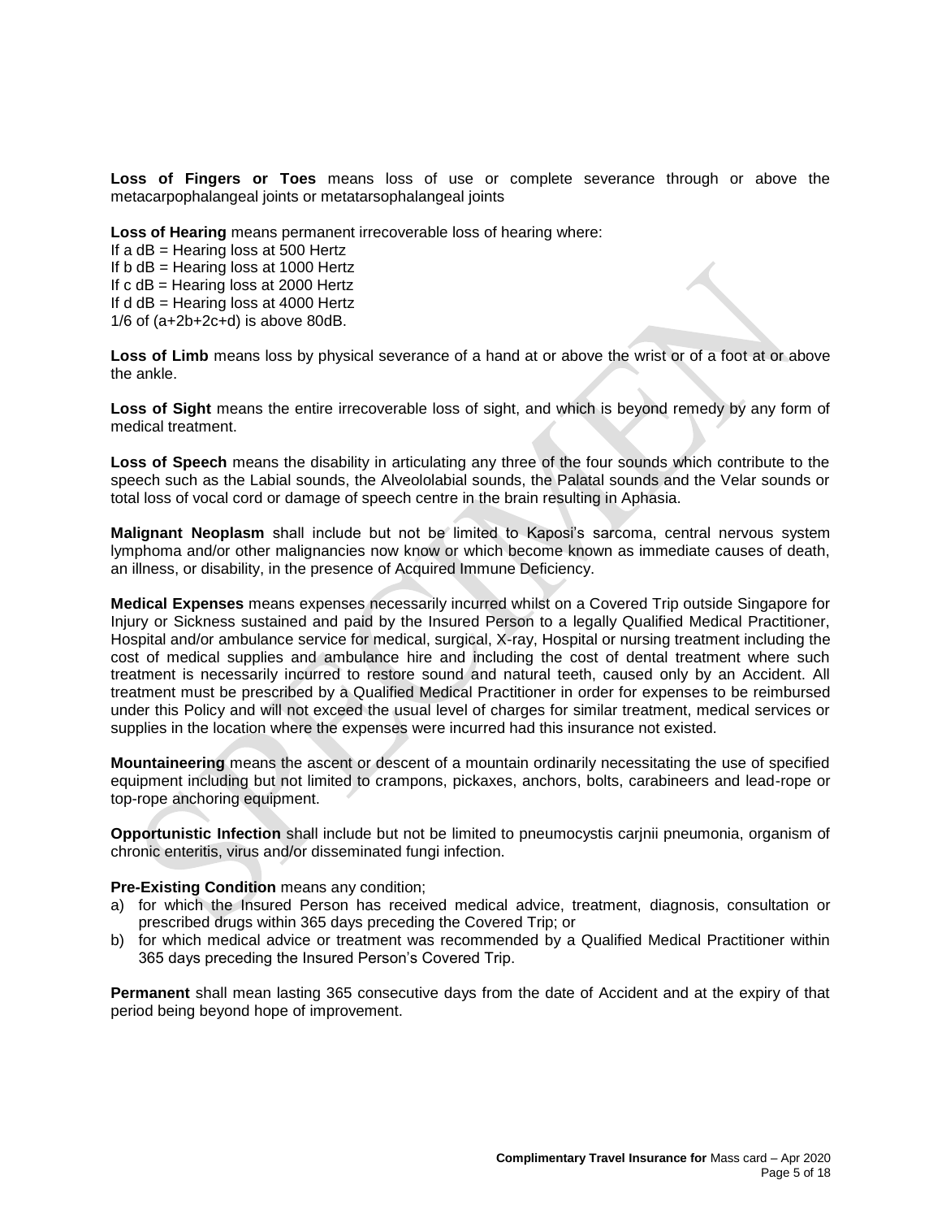**Loss of Fingers or Toes** means loss of use or complete severance through or above the metacarpophalangeal joints or metatarsophalangeal joints

**Loss of Hearing** means permanent irrecoverable loss of hearing where:
If a dB = Hearing loss at 500 Hertz
If b dB = Hearing loss at 1000 Hertz
If c dB = Hearing loss at 2000 Hertz
If d dB = Hearing loss at 4000 Hertz
1/6 of (a+2b+2c+d) is above 80dB.

**Loss of Limb** means loss by physical severance of a hand at or above the wrist or of a foot at or above the ankle.

**Loss of Sight** means the entire irrecoverable loss of sight, and which is beyond remedy by any form of medical treatment.

**Loss of Speech** means the disability in articulating any three of the four sounds which contribute to the speech such as the Labial sounds, the Alveololabial sounds, the Palatal sounds and the Velar sounds or total loss of vocal cord or damage of speech centre in the brain resulting in Aphasia.

**Malignant Neoplasm** shall include but not be limited to Kaposi's sarcoma, central nervous system lymphoma and/or other malignancies now know or which become known as immediate causes of death, an illness, or disability, in the presence of Acquired Immune Deficiency.

**Medical Expenses** means expenses necessarily incurred whilst on a Covered Trip outside Singapore for Injury or Sickness sustained and paid by the Insured Person to a legally Qualified Medical Practitioner, Hospital and/or ambulance service for medical, surgical, X-ray, Hospital or nursing treatment including the cost of medical supplies and ambulance hire and including the cost of dental treatment where such treatment is necessarily incurred to restore sound and natural teeth, caused only by an Accident. All treatment must be prescribed by a Qualified Medical Practitioner in order for expenses to be reimbursed under this Policy and will not exceed the usual level of charges for similar treatment, medical services or supplies in the location where the expenses were incurred had this insurance not existed.

**Mountaineering** means the ascent or descent of a mountain ordinarily necessitating the use of specified equipment including but not limited to crampons, pickaxes, anchors, bolts, carabineers and lead-rope or top-rope anchoring equipment.

**Opportunistic Infection** shall include but not be limited to pneumocystis carjnii pneumonia, organism of chronic enteritis, virus and/or disseminated fungi infection.

**Pre-Existing Condition** means any condition;

a) for which the Insured Person has received medical advice, treatment, diagnosis, consultation or prescribed drugs within 365 days preceding the Covered Trip; or
b) for which medical advice or treatment was recommended by a Qualified Medical Practitioner within 365 days preceding the Insured Person's Covered Trip.

**Permanent** shall mean lasting 365 consecutive days from the date of Accident and at the expiry of that period being beyond hope of improvement.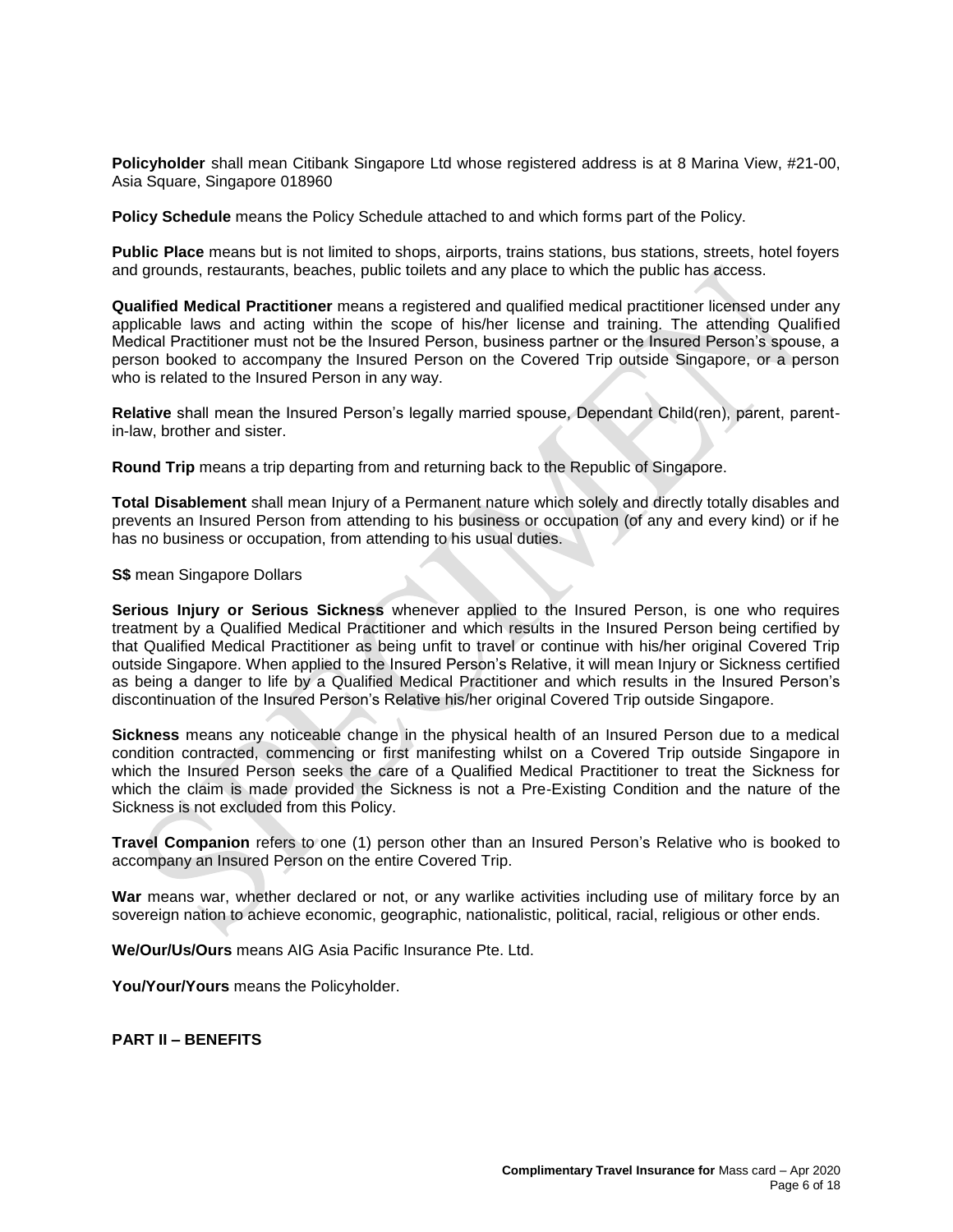**Policyholder** shall mean Citibank Singapore Ltd whose registered address is at 8 Marina View, #21-00, Asia Square, Singapore 018960

**Policy Schedule** means the Policy Schedule attached to and which forms part of the Policy.

**Public Place** means but is not limited to shops, airports, trains stations, bus stations, streets, hotel foyers and grounds, restaurants, beaches, public toilets and any place to which the public has access.

**Qualified Medical Practitioner** means a registered and qualified medical practitioner licensed under any applicable laws and acting within the scope of his/her license and training. The attending Qualified Medical Practitioner must not be the Insured Person, business partner or the Insured Person's spouse, a person booked to accompany the Insured Person on the Covered Trip outside Singapore, or a person who is related to the Insured Person in any way.

**Relative** shall mean the Insured Person's legally married spouse, Dependant Child(ren), parent, parent-in-law, brother and sister.

**Round Trip** means a trip departing from and returning back to the Republic of Singapore.

**Total Disablement** shall mean Injury of a Permanent nature which solely and directly totally disables and prevents an Insured Person from attending to his business or occupation (of any and every kind) or if he has no business or occupation, from attending to his usual duties.

**S$** mean Singapore Dollars

**Serious Injury or Serious Sickness** whenever applied to the Insured Person, is one who requires treatment by a Qualified Medical Practitioner and which results in the Insured Person being certified by that Qualified Medical Practitioner as being unfit to travel or continue with his/her original Covered Trip outside Singapore. When applied to the Insured Person's Relative, it will mean Injury or Sickness certified as being a danger to life by a Qualified Medical Practitioner and which results in the Insured Person's discontinuation of the Insured Person's Relative his/her original Covered Trip outside Singapore.

**Sickness** means any noticeable change in the physical health of an Insured Person due to a medical condition contracted, commencing or first manifesting whilst on a Covered Trip outside Singapore in which the Insured Person seeks the care of a Qualified Medical Practitioner to treat the Sickness for which the claim is made provided the Sickness is not a Pre-Existing Condition and the nature of the Sickness is not excluded from this Policy.

**Travel Companion** refers to one (1) person other than an Insured Person's Relative who is booked to accompany an Insured Person on the entire Covered Trip.

**War** means war, whether declared or not, or any warlike activities including use of military force by an sovereign nation to achieve economic, geographic, nationalistic, political, racial, religious or other ends.

**We/Our/Us/Ours** means AIG Asia Pacific Insurance Pte. Ltd.

**You/Your/Yours** means the Policyholder.

## PART II – BENEFITS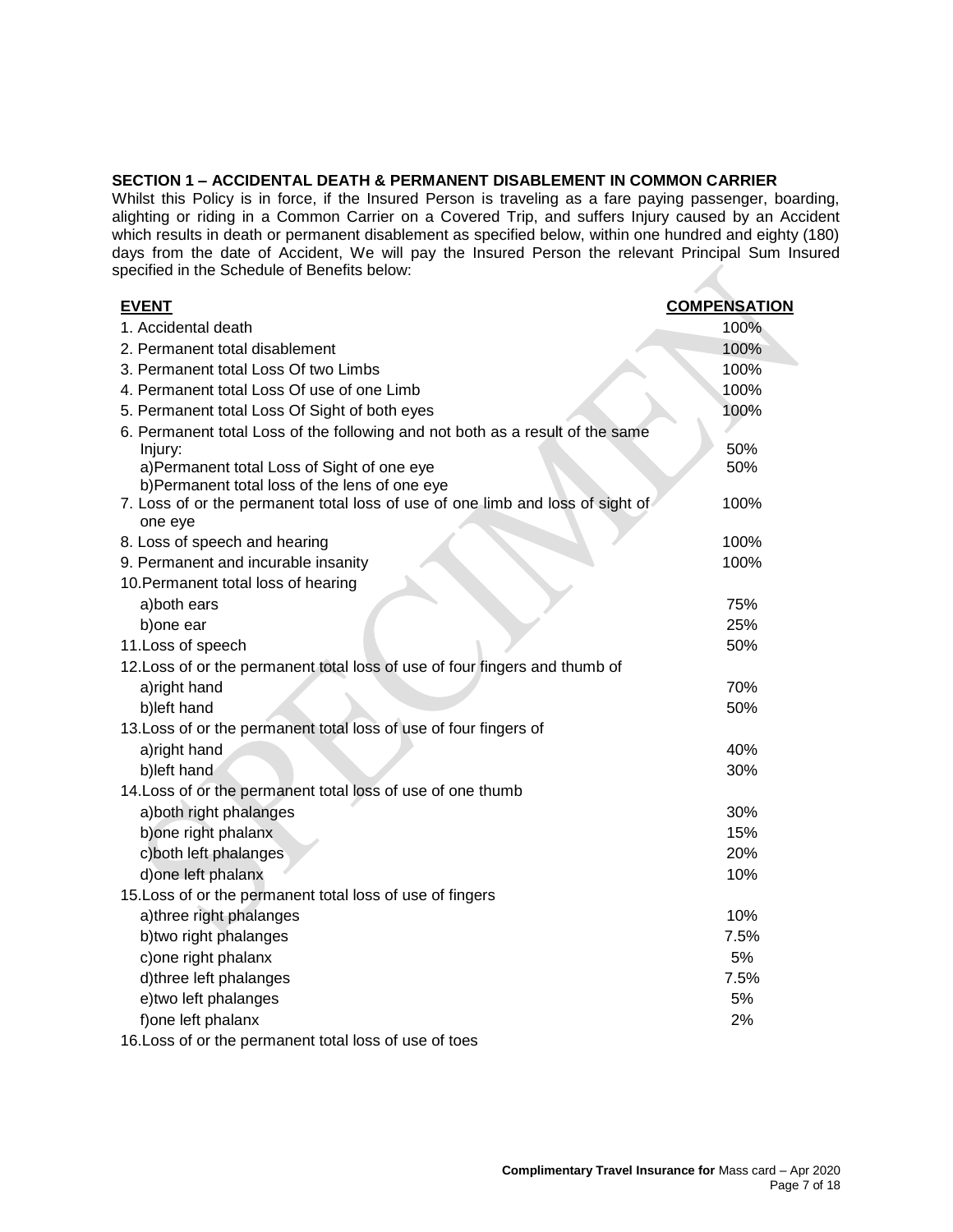### SECTION 1 – ACCIDENTAL DEATH & PERMANENT DISABLEMENT IN COMMON CARRIER

Whilst this Policy is in force, if the Insured Person is traveling as a fare paying passenger, boarding, alighting or riding in a Common Carrier on a Covered Trip, and suffers Injury caused by an Accident which results in death or permanent disablement as specified below, within one hundred and eighty (180) days from the date of Accident, We will pay the Insured Person the relevant Principal Sum Insured specified in the Schedule of Benefits below:

| EVENT | COMPENSATION |
|---|---|
| 1. Accidental death | 100% |
| 2. Permanent total disablement | 100% |
| 3. Permanent total Loss Of two Limbs | 100% |
| 4. Permanent total Loss Of use of one Limb | 100% |
| 5. Permanent total Loss Of Sight of both eyes | 100% |
| 6. Permanent total Loss of the following and not both as a result of the same Injury: | |
| a)Permanent total Loss of Sight of one eye | 50% |
| b)Permanent total loss of the lens of one eye | 50% |
| 7. Loss of or the permanent total loss of use of one limb and loss of sight of one eye | 100% |
| 8. Loss of speech and hearing | 100% |
| 9. Permanent and incurable insanity | 100% |
| 10.Permanent total loss of hearing | |
| a)both ears | 75% |
| b)one ear | 25% |
| 11.Loss of speech | 50% |
| 12.Loss of or the permanent total loss of use of four fingers and thumb of | |
| a)right hand | 70% |
| b)left hand | 50% |
| 13.Loss of or the permanent total loss of use of four fingers of | |
| a)right hand | 40% |
| b)left hand | 30% |
| 14.Loss of or the permanent total loss of use of one thumb | |
| a)both right phalanges | 30% |
| b)one right phalanx | 15% |
| c)both left phalanges | 20% |
| d)one left phalanx | 10% |
| 15.Loss of or the permanent total loss of use of fingers | |
| a)three right phalanges | 10% |
| b)two right phalanges | 7.5% |
| c)one right phalanx | 5% |
| d)three left phalanges | 7.5% |
| e)two left phalanges | 5% |
| f)one left phalanx | 2% |
| 16.Loss of or the permanent total loss of use of toes | |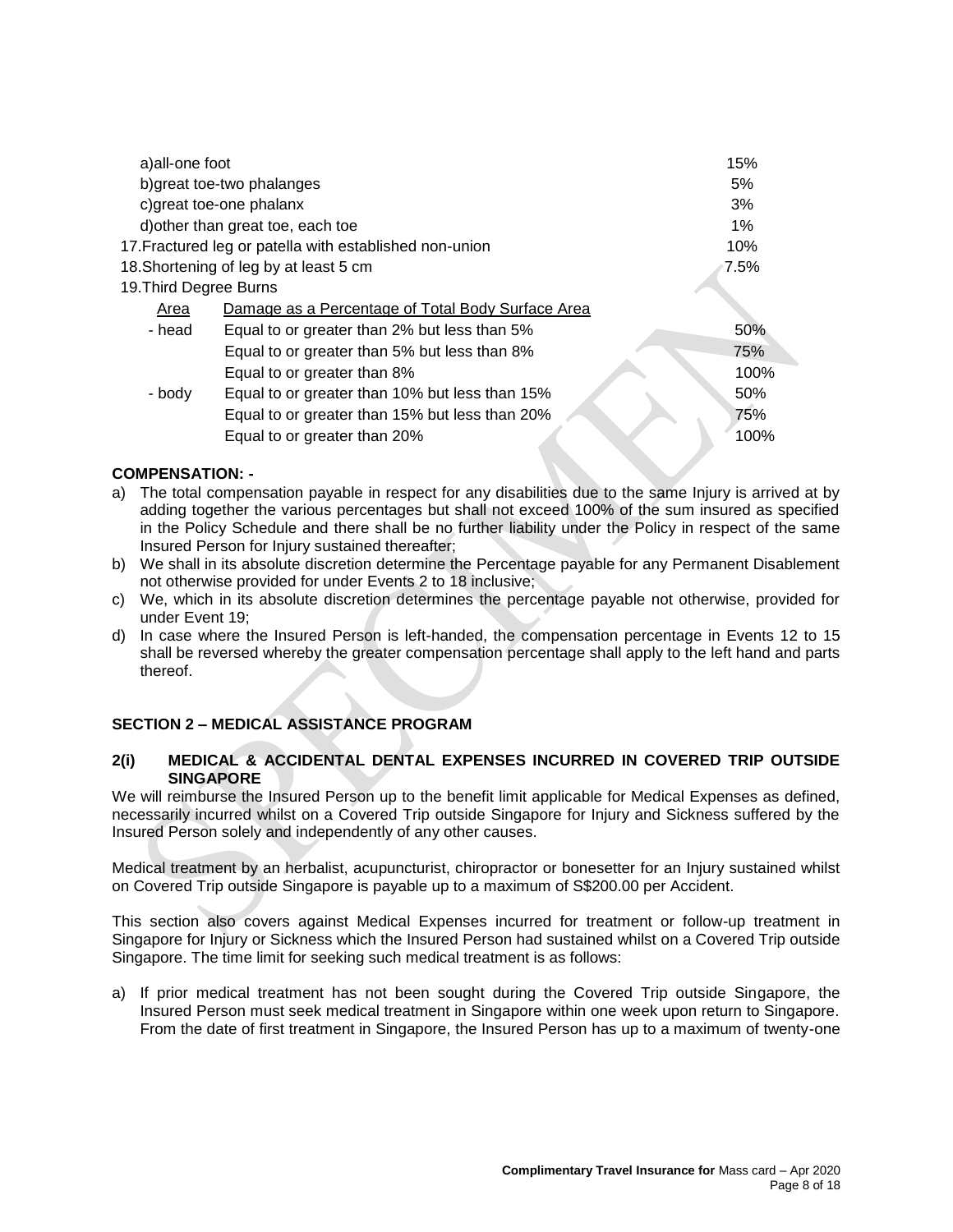a) all-one foot 15%

b) great toe-two phalanges 5%

c) great toe-one phalanx 3%

d) other than great toe, each toe 1%

17. Fractured leg or patella with established non-union 10%

18. Shortening of leg by at least 5 cm 7.5%

19. Third Degree Burns

| Area | Damage as a Percentage of Total Body Surface Area | |
|---|---|---|
| - head | Equal to or greater than 2% but less than 5% | 50% |
| | Equal to or greater than 5% but less than 8% | 75% |
| | Equal to or greater than 8% | 100% |
| - body | Equal to or greater than 10% but less than 15% | 50% |
| | Equal to or greater than 15% but less than 20% | 75% |
| | Equal to or greater than 20% | 100% |

**COMPENSATION: -**

a) The total compensation payable in respect for any disabilities due to the same Injury is arrived at by adding together the various percentages but shall not exceed 100% of the sum insured as specified in the Policy Schedule and there shall be no further liability under the Policy in respect of the same Insured Person for Injury sustained thereafter;
b) We shall in its absolute discretion determine the Percentage payable for any Permanent Disablement not otherwise provided for under Events 2 to 18 inclusive;
c) We, which in its absolute discretion determines the percentage payable not otherwise, provided for under Event 19;
d) In case where the Insured Person is left-handed, the compensation percentage in Events 12 to 15 shall be reversed whereby the greater compensation percentage shall apply to the left hand and parts thereof.

## SECTION 2 – MEDICAL ASSISTANCE PROGRAM

### 2(i) MEDICAL & ACCIDENTAL DENTAL EXPENSES INCURRED IN COVERED TRIP OUTSIDE SINGAPORE

We will reimburse the Insured Person up to the benefit limit applicable for Medical Expenses as defined, necessarily incurred whilst on a Covered Trip outside Singapore for Injury and Sickness suffered by the Insured Person solely and independently of any other causes.

Medical treatment by an herbalist, acupuncturist, chiropractor or bonesetter for an Injury sustained whilst on Covered Trip outside Singapore is payable up to a maximum of S$200.00 per Accident.

This section also covers against Medical Expenses incurred for treatment or follow-up treatment in Singapore for Injury or Sickness which the Insured Person had sustained whilst on a Covered Trip outside Singapore. The time limit for seeking such medical treatment is as follows:

a) If prior medical treatment has not been sought during the Covered Trip outside Singapore, the Insured Person must seek medical treatment in Singapore within one week upon return to Singapore. From the date of first treatment in Singapore, the Insured Person has up to a maximum of twenty-one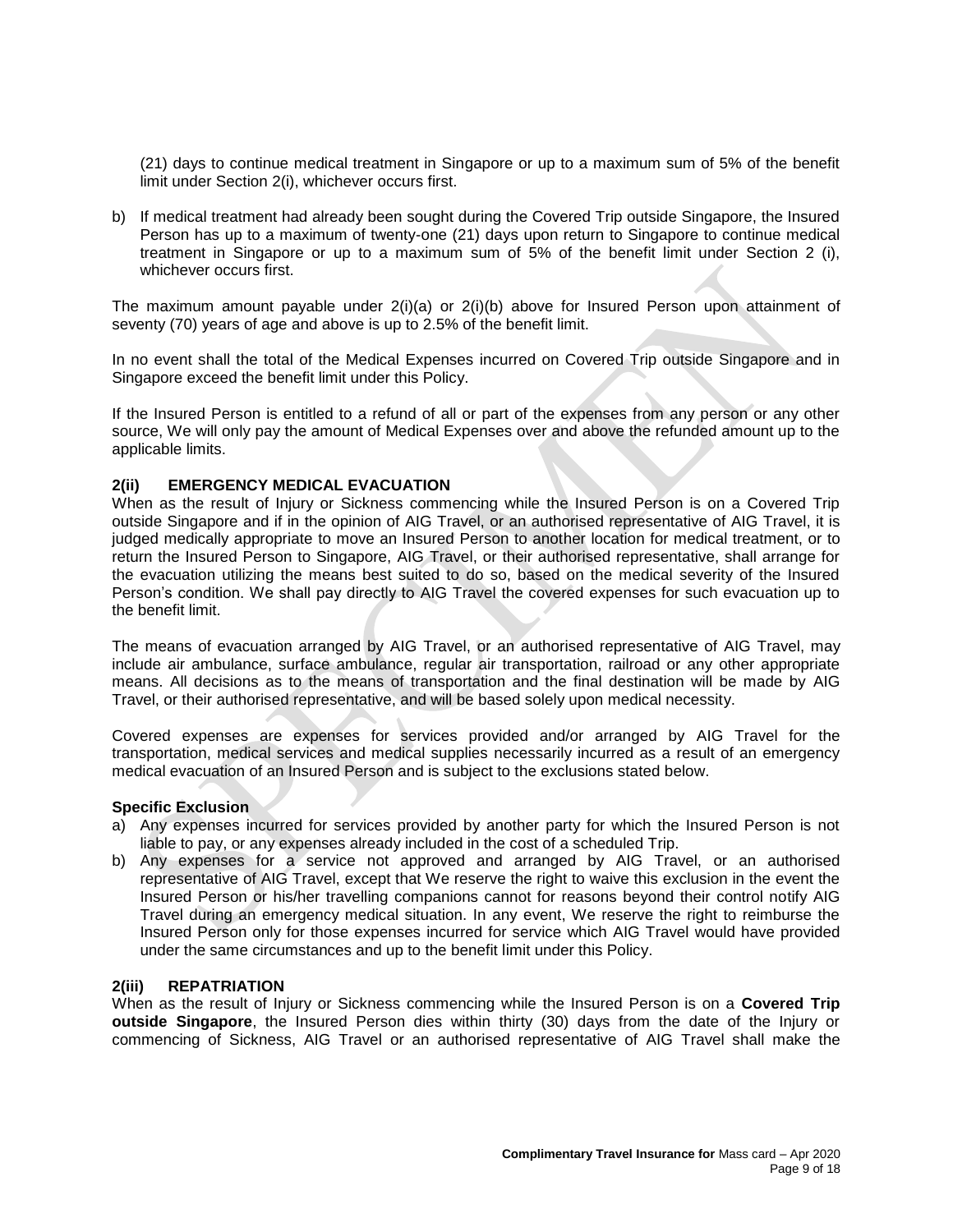(21) days to continue medical treatment in Singapore or up to a maximum sum of 5% of the benefit limit under Section 2(i), whichever occurs first.

b) If medical treatment had already been sought during the Covered Trip outside Singapore, the Insured Person has up to a maximum of twenty-one (21) days upon return to Singapore to continue medical treatment in Singapore or up to a maximum sum of 5% of the benefit limit under Section 2 (i), whichever occurs first.

The maximum amount payable under 2(i)(a) or 2(i)(b) above for Insured Person upon attainment of seventy (70) years of age and above is up to 2.5% of the benefit limit.

In no event shall the total of the Medical Expenses incurred on Covered Trip outside Singapore and in Singapore exceed the benefit limit under this Policy.

If the Insured Person is entitled to a refund of all or part of the expenses from any person or any other source, We will only pay the amount of Medical Expenses over and above the refunded amount up to the applicable limits.

### 2(ii) EMERGENCY MEDICAL EVACUATION

When as the result of Injury or Sickness commencing while the Insured Person is on a Covered Trip outside Singapore and if in the opinion of AIG Travel, or an authorised representative of AIG Travel, it is judged medically appropriate to move an Insured Person to another location for medical treatment, or to return the Insured Person to Singapore, AIG Travel, or their authorised representative, shall arrange for the evacuation utilizing the means best suited to do so, based on the medical severity of the Insured Person's condition. We shall pay directly to AIG Travel the covered expenses for such evacuation up to the benefit limit.

The means of evacuation arranged by AIG Travel, or an authorised representative of AIG Travel, may include air ambulance, surface ambulance, regular air transportation, railroad or any other appropriate means. All decisions as to the means of transportation and the final destination will be made by AIG Travel, or their authorised representative, and will be based solely upon medical necessity.

Covered expenses are expenses for services provided and/or arranged by AIG Travel for the transportation, medical services and medical supplies necessarily incurred as a result of an emergency medical evacuation of an Insured Person and is subject to the exclusions stated below.

**Specific Exclusion**

a) Any expenses incurred for services provided by another party for which the Insured Person is not liable to pay, or any expenses already included in the cost of a scheduled Trip.
b) Any expenses for a service not approved and arranged by AIG Travel, or an authorised representative of AIG Travel, except that We reserve the right to waive this exclusion in the event the Insured Person or his/her travelling companions cannot for reasons beyond their control notify AIG Travel during an emergency medical situation. In any event, We reserve the right to reimburse the Insured Person only for those expenses incurred for service which AIG Travel would have provided under the same circumstances and up to the benefit limit under this Policy.

### 2(iii) REPATRIATION

When as the result of Injury or Sickness commencing while the Insured Person is on a **Covered Trip outside Singapore**, the Insured Person dies within thirty (30) days from the date of the Injury or commencing of Sickness, AIG Travel or an authorised representative of AIG Travel shall make the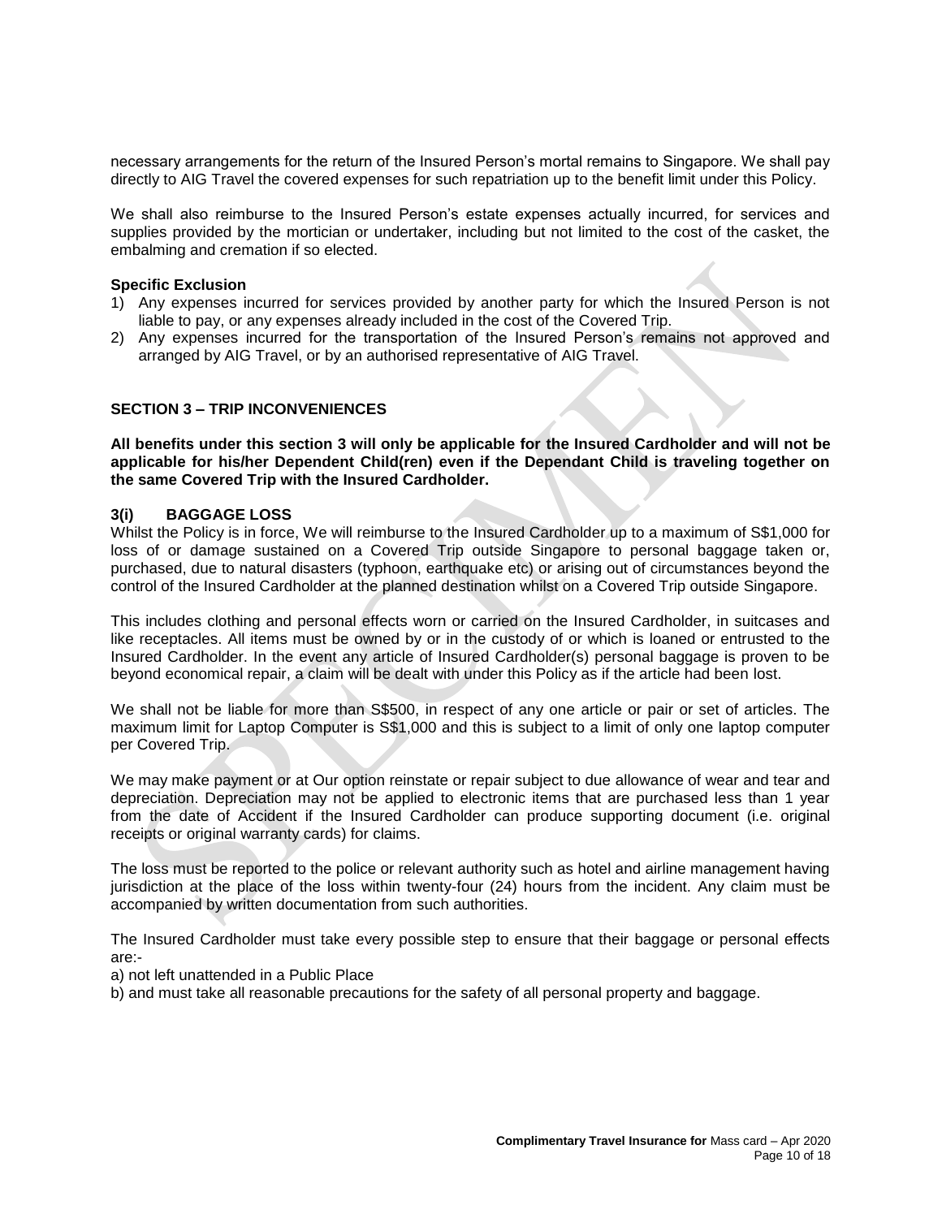necessary arrangements for the return of the Insured Person's mortal remains to Singapore. We shall pay directly to AIG Travel the covered expenses for such repatriation up to the benefit limit under this Policy.

We shall also reimburse to the Insured Person's estate expenses actually incurred, for services and supplies provided by the mortician or undertaker, including but not limited to the cost of the casket, the embalming and cremation if so elected.

**Specific Exclusion**

1) Any expenses incurred for services provided by another party for which the Insured Person is not liable to pay, or any expenses already included in the cost of the Covered Trip.
2) Any expenses incurred for the transportation of the Insured Person's remains not approved and arranged by AIG Travel, or by an authorised representative of AIG Travel.

## SECTION 3 – TRIP INCONVENIENCES

**All benefits under this section 3 will only be applicable for the Insured Cardholder and will not be applicable for his/her Dependent Child(ren) even if the Dependant Child is traveling together on the same Covered Trip with the Insured Cardholder.**

### 3(i) BAGGAGE LOSS

Whilst the Policy is in force, We will reimburse to the Insured Cardholder up to a maximum of S$1,000 for loss of or damage sustained on a Covered Trip outside Singapore to personal baggage taken or, purchased, due to natural disasters (typhoon, earthquake etc) or arising out of circumstances beyond the control of the Insured Cardholder at the planned destination whilst on a Covered Trip outside Singapore.

This includes clothing and personal effects worn or carried on the Insured Cardholder, in suitcases and like receptacles. All items must be owned by or in the custody of or which is loaned or entrusted to the Insured Cardholder. In the event any article of Insured Cardholder(s) personal baggage is proven to be beyond economical repair, a claim will be dealt with under this Policy as if the article had been lost.

We shall not be liable for more than S$500, in respect of any one article or pair or set of articles. The maximum limit for Laptop Computer is S$1,000 and this is subject to a limit of only one laptop computer per Covered Trip.

We may make payment or at Our option reinstate or repair subject to due allowance of wear and tear and depreciation. Depreciation may not be applied to electronic items that are purchased less than 1 year from the date of Accident if the Insured Cardholder can produce supporting document (i.e. original receipts or original warranty cards) for claims.

The loss must be reported to the police or relevant authority such as hotel and airline management having jurisdiction at the place of the loss within twenty-four (24) hours from the incident. Any claim must be accompanied by written documentation from such authorities.

The Insured Cardholder must take every possible step to ensure that their baggage or personal effects are:-

a) not left unattended in a Public Place
b) and must take all reasonable precautions for the safety of all personal property and baggage.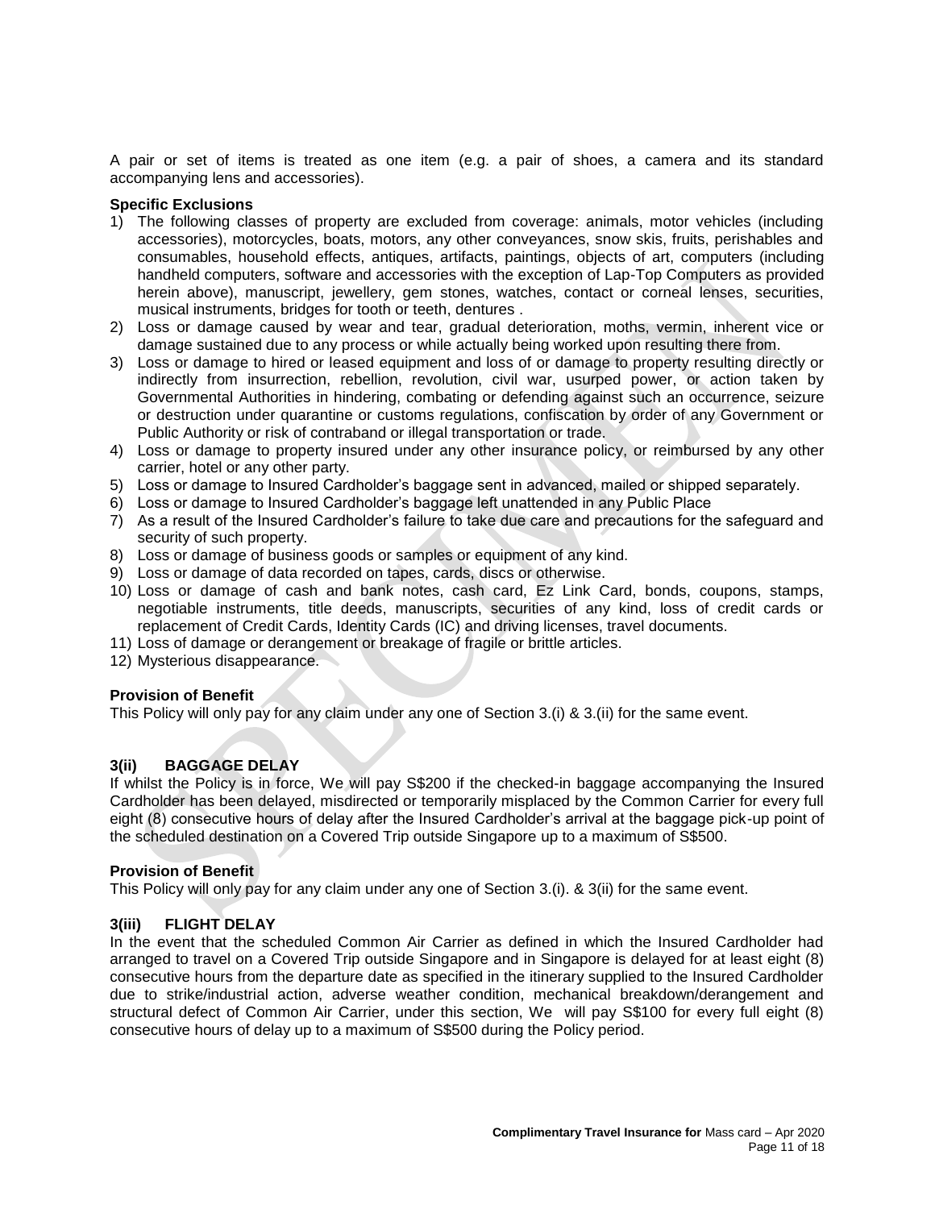A pair or set of items is treated as one item (e.g. a pair of shoes, a camera and its standard accompanying lens and accessories).

**Specific Exclusions**

1) The following classes of property are excluded from coverage: animals, motor vehicles (including accessories), motorcycles, boats, motors, any other conveyances, snow skis, fruits, perishables and consumables, household effects, antiques, artifacts, paintings, objects of art, computers (including handheld computers, software and accessories with the exception of Lap-Top Computers as provided herein above), manuscript, jewellery, gem stones, watches, contact or corneal lenses, securities, musical instruments, bridges for tooth or teeth, dentures .
2) Loss or damage caused by wear and tear, gradual deterioration, moths, vermin, inherent vice or damage sustained due to any process or while actually being worked upon resulting there from.
3) Loss or damage to hired or leased equipment and loss of or damage to property resulting directly or indirectly from insurrection, rebellion, revolution, civil war, usurped power, or action taken by Governmental Authorities in hindering, combating or defending against such an occurrence, seizure or destruction under quarantine or customs regulations, confiscation by order of any Government or Public Authority or risk of contraband or illegal transportation or trade.
4) Loss or damage to property insured under any other insurance policy, or reimbursed by any other carrier, hotel or any other party.
5) Loss or damage to Insured Cardholder's baggage sent in advanced, mailed or shipped separately.
6) Loss or damage to Insured Cardholder's baggage left unattended in any Public Place
7) As a result of the Insured Cardholder's failure to take due care and precautions for the safeguard and security of such property.
8) Loss or damage of business goods or samples or equipment of any kind.
9) Loss or damage of data recorded on tapes, cards, discs or otherwise.
10) Loss or damage of cash and bank notes, cash card, Ez Link Card, bonds, coupons, stamps, negotiable instruments, title deeds, manuscripts, securities of any kind, loss of credit cards or replacement of Credit Cards, Identity Cards (IC) and driving licenses, travel documents.
11) Loss of damage or derangement or breakage of fragile or brittle articles.
12) Mysterious disappearance.

**Provision of Benefit**

This Policy will only pay for any claim under any one of Section 3.(i) & 3.(ii) for the same event.

### 3(ii) BAGGAGE DELAY

If whilst the Policy is in force, We will pay S$200 if the checked-in baggage accompanying the Insured Cardholder has been delayed, misdirected or temporarily misplaced by the Common Carrier for every full eight (8) consecutive hours of delay after the Insured Cardholder's arrival at the baggage pick-up point of the scheduled destination on a Covered Trip outside Singapore up to a maximum of S$500.

**Provision of Benefit**

This Policy will only pay for any claim under any one of Section 3.(i). & 3(ii) for the same event.

### 3(iii) FLIGHT DELAY

In the event that the scheduled Common Air Carrier as defined in which the Insured Cardholder had arranged to travel on a Covered Trip outside Singapore and in Singapore is delayed for at least eight (8) consecutive hours from the departure date as specified in the itinerary supplied to the Insured Cardholder due to strike/industrial action, adverse weather condition, mechanical breakdown/derangement and structural defect of Common Air Carrier, under this section, We will pay S$100 for every full eight (8) consecutive hours of delay up to a maximum of S$500 during the Policy period.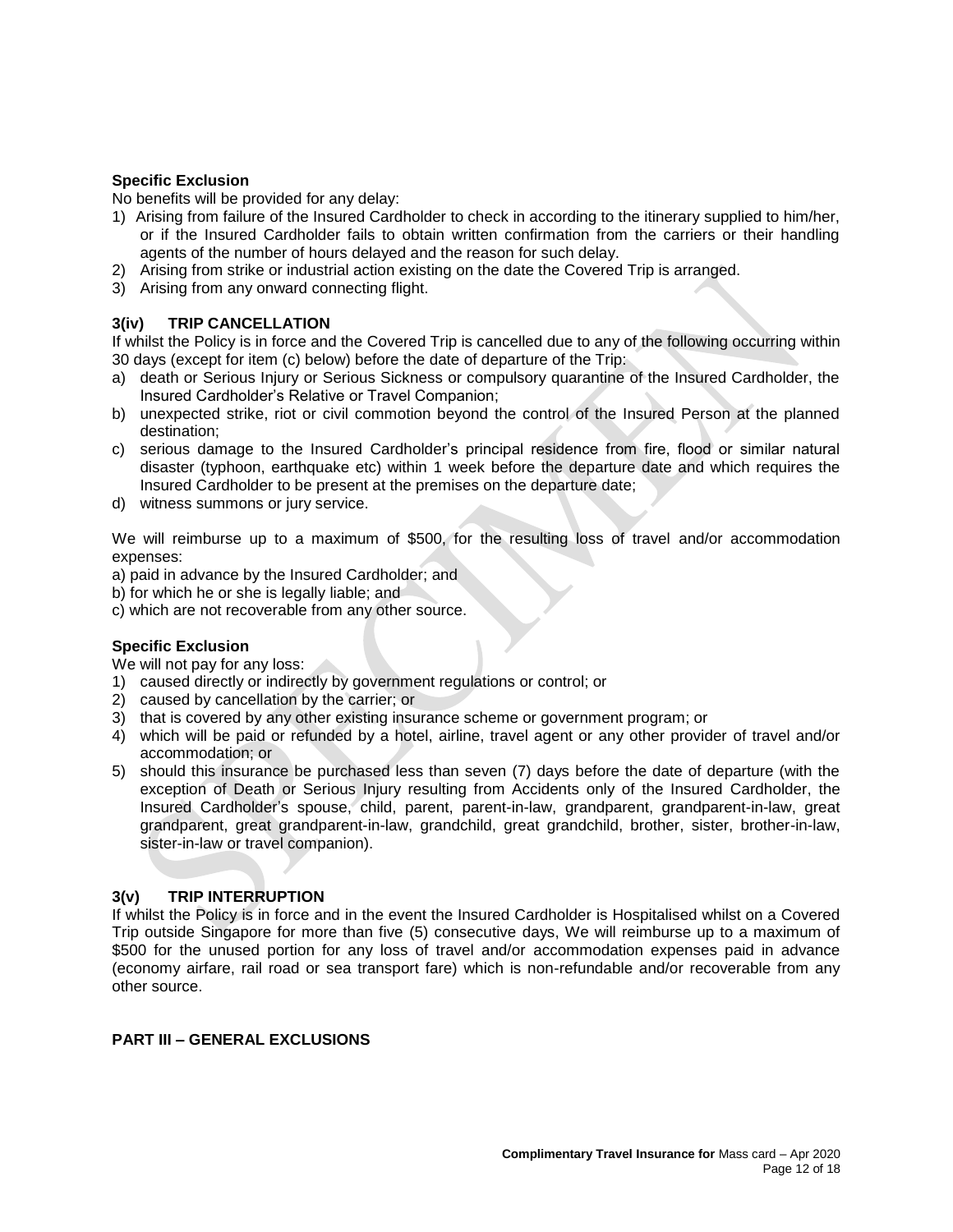**Specific Exclusion**

No benefits will be provided for any delay:

1) Arising from failure of the Insured Cardholder to check in according to the itinerary supplied to him/her, or if the Insured Cardholder fails to obtain written confirmation from the carriers or their handling agents of the number of hours delayed and the reason for such delay.
2) Arising from strike or industrial action existing on the date the Covered Trip is arranged.
3) Arising from any onward connecting flight.

### 3(iv) TRIP CANCELLATION

If whilst the Policy is in force and the Covered Trip is cancelled due to any of the following occurring within 30 days (except for item (c) below) before the date of departure of the Trip:

a) death or Serious Injury or Serious Sickness or compulsory quarantine of the Insured Cardholder, the Insured Cardholder's Relative or Travel Companion;
b) unexpected strike, riot or civil commotion beyond the control of the Insured Person at the planned destination;
c) serious damage to the Insured Cardholder's principal residence from fire, flood or similar natural disaster (typhoon, earthquake etc) within 1 week before the departure date and which requires the Insured Cardholder to be present at the premises on the departure date;
d) witness summons or jury service.

We will reimburse up to a maximum of $500, for the resulting loss of travel and/or accommodation expenses:

a) paid in advance by the Insured Cardholder; and
b) for which he or she is legally liable; and
c) which are not recoverable from any other source.

**Specific Exclusion**

We will not pay for any loss:

1) caused directly or indirectly by government regulations or control; or
2) caused by cancellation by the carrier; or
3) that is covered by any other existing insurance scheme or government program; or
4) which will be paid or refunded by a hotel, airline, travel agent or any other provider of travel and/or accommodation; or
5) should this insurance be purchased less than seven (7) days before the date of departure (with the exception of Death or Serious Injury resulting from Accidents only of the Insured Cardholder, the Insured Cardholder's spouse, child, parent, parent-in-law, grandparent, grandparent-in-law, great grandparent, great grandparent-in-law, grandchild, great grandchild, brother, sister, brother-in-law, sister-in-law or travel companion).

### 3(v) TRIP INTERRUPTION

If whilst the Policy is in force and in the event the Insured Cardholder is Hospitalised whilst on a Covered Trip outside Singapore for more than five (5) consecutive days, We will reimburse up to a maximum of $500 for the unused portion for any loss of travel and/or accommodation expenses paid in advance (economy airfare, rail road or sea transport fare) which is non-refundable and/or recoverable from any other source.

## PART III – GENERAL EXCLUSIONS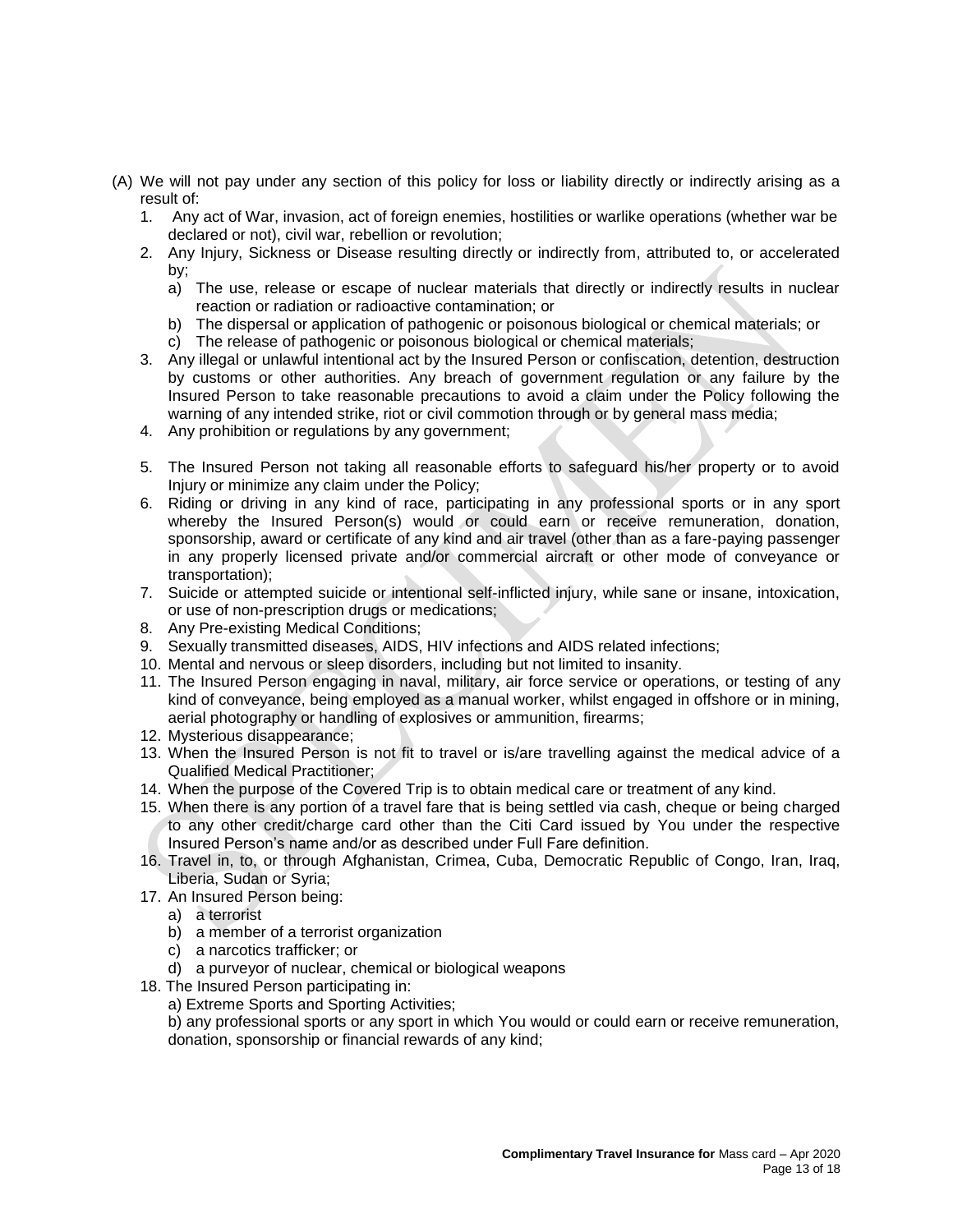(A) We will not pay under any section of this policy for loss or liability directly or indirectly arising as a result of:

1. Any act of War, invasion, act of foreign enemies, hostilities or warlike operations (whether war be declared or not), civil war, rebellion or revolution;
2. Any Injury, Sickness or Disease resulting directly or indirectly from, attributed to, or accelerated by;
   a) The use, release or escape of nuclear materials that directly or indirectly results in nuclear reaction or radiation or radioactive contamination; or
   b) The dispersal or application of pathogenic or poisonous biological or chemical materials; or
   c) The release of pathogenic or poisonous biological or chemical materials;
3. Any illegal or unlawful intentional act by the Insured Person or confiscation, detention, destruction by customs or other authorities. Any breach of government regulation or any failure by the Insured Person to take reasonable precautions to avoid a claim under the Policy following the warning of any intended strike, riot or civil commotion through or by general mass media;
4. Any prohibition or regulations by any government;
5. The Insured Person not taking all reasonable efforts to safeguard his/her property or to avoid Injury or minimize any claim under the Policy;
6. Riding or driving in any kind of race, participating in any professional sports or in any sport whereby the Insured Person(s) would or could earn or receive remuneration, donation, sponsorship, award or certificate of any kind and air travel (other than as a fare-paying passenger in any properly licensed private and/or commercial aircraft or other mode of conveyance or transportation);
7. Suicide or attempted suicide or intentional self-inflicted injury, while sane or insane, intoxication, or use of non-prescription drugs or medications;
8. Any Pre-existing Medical Conditions;
9. Sexually transmitted diseases, AIDS, HIV infections and AIDS related infections;
10. Mental and nervous or sleep disorders, including but not limited to insanity.
11. The Insured Person engaging in naval, military, air force service or operations, or testing of any kind of conveyance, being employed as a manual worker, whilst engaged in offshore or in mining, aerial photography or handling of explosives or ammunition, firearms;
12. Mysterious disappearance;
13. When the Insured Person is not fit to travel or is/are travelling against the medical advice of a Qualified Medical Practitioner;
14. When the purpose of the Covered Trip is to obtain medical care or treatment of any kind.
15. When there is any portion of a travel fare that is being settled via cash, cheque or being charged to any other credit/charge card other than the Citi Card issued by You under the respective Insured Person's name and/or as described under Full Fare definition.
16. Travel in, to, or through Afghanistan, Crimea, Cuba, Democratic Republic of Congo, Iran, Iraq, Liberia, Sudan or Syria;
17. An Insured Person being:
    a) a terrorist
    b) a member of a terrorist organization
    c) a narcotics trafficker; or
    d) a purveyor of nuclear, chemical or biological weapons
18. The Insured Person participating in:
    a) Extreme Sports and Sporting Activities;
    b) any professional sports or any sport in which You would or could earn or receive remuneration, donation, sponsorship or financial rewards of any kind;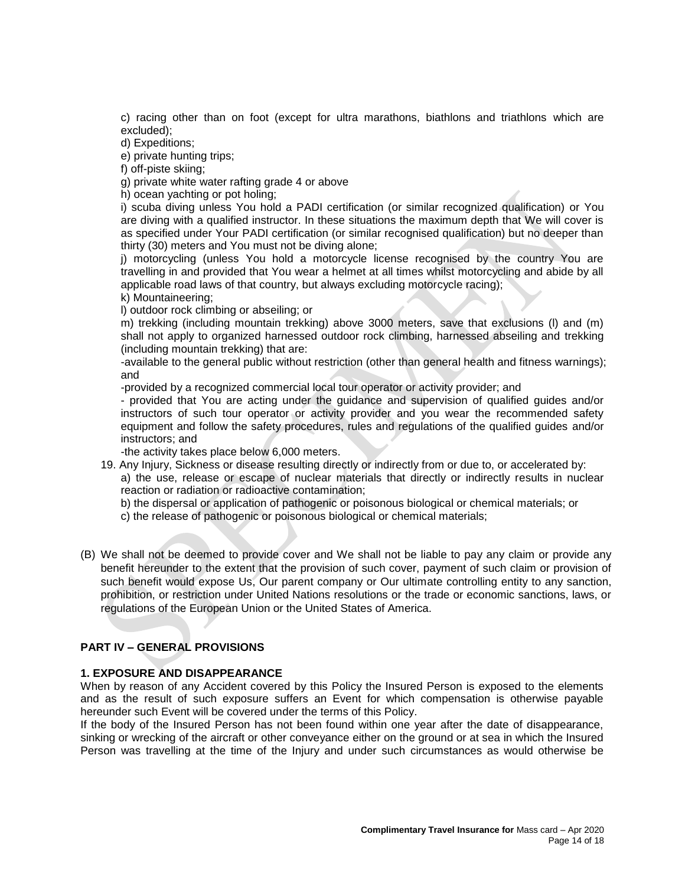c) racing other than on foot (except for ultra marathons, biathlons and triathlons which are excluded);

d) Expeditions;

e) private hunting trips;

f) off-piste skiing;

g) private white water rafting grade 4 or above

h) ocean yachting or pot holing;

i) scuba diving unless You hold a PADI certification (or similar recognized qualification) or You are diving with a qualified instructor. In these situations the maximum depth that We will cover is as specified under Your PADI certification (or similar recognised qualification) but no deeper than thirty (30) meters and You must not be diving alone;

j) motorcycling (unless You hold a motorcycle license recognised by the country You are travelling in and provided that You wear a helmet at all times whilst motorcycling and abide by all applicable road laws of that country, but always excluding motorcycle racing);

k) Mountaineering;

l) outdoor rock climbing or abseiling; or

m) trekking (including mountain trekking) above 3000 meters, save that exclusions (l) and (m) shall not apply to organized harnessed outdoor rock climbing, harnessed abseiling and trekking (including mountain trekking) that are:

-available to the general public without restriction (other than general health and fitness warnings); and

-provided by a recognized commercial local tour operator or activity provider; and

- provided that You are acting under the guidance and supervision of qualified guides and/or instructors of such tour operator or activity provider and you wear the recommended safety equipment and follow the safety procedures, rules and regulations of the qualified guides and/or instructors; and

-the activity takes place below 6,000 meters.

19. Any Injury, Sickness or disease resulting directly or indirectly from or due to, or accelerated by:

    a) the use, release or escape of nuclear materials that directly or indirectly results in nuclear reaction or radiation or radioactive contamination;

    b) the dispersal or application of pathogenic or poisonous biological or chemical materials; or

    c) the release of pathogenic or poisonous biological or chemical materials;

(B) We shall not be deemed to provide cover and We shall not be liable to pay any claim or provide any benefit hereunder to the extent that the provision of such cover, payment of such claim or provision of such benefit would expose Us, Our parent company or Our ultimate controlling entity to any sanction, prohibition, or restriction under United Nations resolutions or the trade or economic sanctions, laws, or regulations of the European Union or the United States of America.

## PART IV – GENERAL PROVISIONS

### 1. EXPOSURE AND DISAPPEARANCE

When by reason of any Accident covered by this Policy the Insured Person is exposed to the elements and as the result of such exposure suffers an Event for which compensation is otherwise payable hereunder such Event will be covered under the terms of this Policy.

If the body of the Insured Person has not been found within one year after the date of disappearance, sinking or wrecking of the aircraft or other conveyance either on the ground or at sea in which the Insured Person was travelling at the time of the Injury and under such circumstances as would otherwise be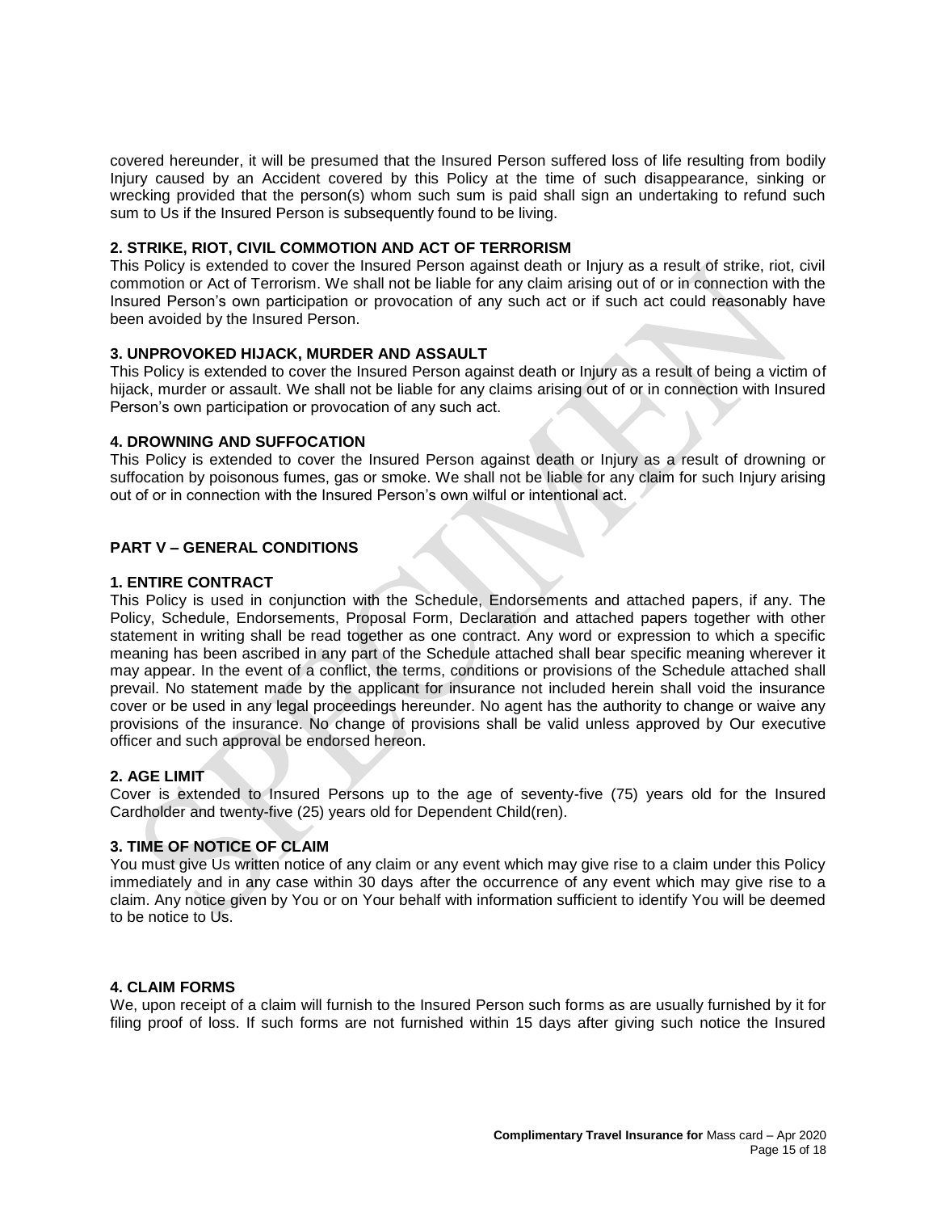covered hereunder, it will be presumed that the Insured Person suffered loss of life resulting from bodily Injury caused by an Accident covered by this Policy at the time of such disappearance, sinking or wrecking provided that the person(s) whom such sum is paid shall sign an undertaking to refund such sum to Us if the Insured Person is subsequently found to be living.

**2. STRIKE, RIOT, CIVIL COMMOTION AND ACT OF TERRORISM**

This Policy is extended to cover the Insured Person against death or Injury as a result of strike, riot, civil commotion or Act of Terrorism. We shall not be liable for any claim arising out of or in connection with the Insured Person's own participation or provocation of any such act or if such act could reasonably have been avoided by the Insured Person.

**3. UNPROVOKED HIJACK, MURDER AND ASSAULT**

This Policy is extended to cover the Insured Person against death or Injury as a result of being a victim of hijack, murder or assault. We shall not be liable for any claims arising out of or in connection with Insured Person's own participation or provocation of any such act.

**4. DROWNING AND SUFFOCATION**

This Policy is extended to cover the Insured Person against death or Injury as a result of drowning or suffocation by poisonous fumes, gas or smoke. We shall not be liable for any claim for such Injury arising out of or in connection with the Insured Person's own wilful or intentional act.

## PART V – GENERAL CONDITIONS

**1. ENTIRE CONTRACT**

This Policy is used in conjunction with the Schedule, Endorsements and attached papers, if any. The Policy, Schedule, Endorsements, Proposal Form, Declaration and attached papers together with other statement in writing shall be read together as one contract. Any word or expression to which a specific meaning has been ascribed in any part of the Schedule attached shall bear specific meaning wherever it may appear. In the event of a conflict, the terms, conditions or provisions of the Schedule attached shall prevail. No statement made by the applicant for insurance not included herein shall void the insurance cover or be used in any legal proceedings hereunder. No agent has the authority to change or waive any provisions of the insurance. No change of provisions shall be valid unless approved by Our executive officer and such approval be endorsed hereon.

**2. AGE LIMIT**

Cover is extended to Insured Persons up to the age of seventy-five (75) years old for the Insured Cardholder and twenty-five (25) years old for Dependent Child(ren).

**3. TIME OF NOTICE OF CLAIM**

You must give Us written notice of any claim or any event which may give rise to a claim under this Policy immediately and in any case within 30 days after the occurrence of any event which may give rise to a claim. Any notice given by You or on Your behalf with information sufficient to identify You will be deemed to be notice to Us.

**4. CLAIM FORMS**

We, upon receipt of a claim will furnish to the Insured Person such forms as are usually furnished by it for filing proof of loss. If such forms are not furnished within 15 days after giving such notice the Insured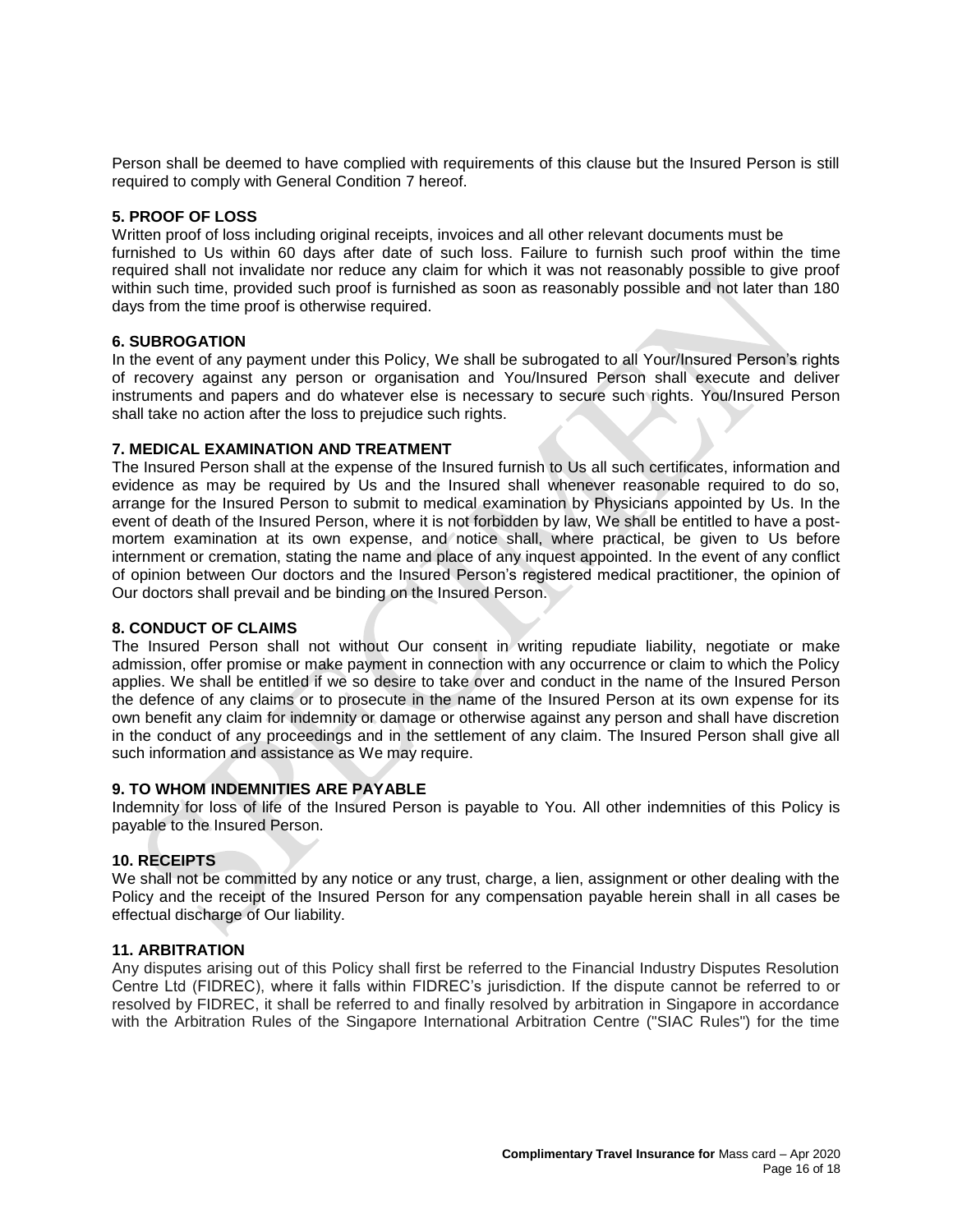Person shall be deemed to have complied with requirements of this clause but the Insured Person is still required to comply with General Condition 7 hereof.

**5. PROOF OF LOSS**

Written proof of loss including original receipts, invoices and all other relevant documents must be furnished to Us within 60 days after date of such loss. Failure to furnish such proof within the time required shall not invalidate nor reduce any claim for which it was not reasonably possible to give proof within such time, provided such proof is furnished as soon as reasonably possible and not later than 180 days from the time proof is otherwise required.

**6. SUBROGATION**

In the event of any payment under this Policy, We shall be subrogated to all Your/Insured Person's rights of recovery against any person or organisation and You/Insured Person shall execute and deliver instruments and papers and do whatever else is necessary to secure such rights. You/Insured Person shall take no action after the loss to prejudice such rights.

**7. MEDICAL EXAMINATION AND TREATMENT**

The Insured Person shall at the expense of the Insured furnish to Us all such certificates, information and evidence as may be required by Us and the Insured shall whenever reasonable required to do so, arrange for the Insured Person to submit to medical examination by Physicians appointed by Us. In the event of death of the Insured Person, where it is not forbidden by law, We shall be entitled to have a post-mortem examination at its own expense, and notice shall, where practical, be given to Us before internment or cremation, stating the name and place of any inquest appointed. In the event of any conflict of opinion between Our doctors and the Insured Person's registered medical practitioner, the opinion of Our doctors shall prevail and be binding on the Insured Person.

**8. CONDUCT OF CLAIMS**

The Insured Person shall not without Our consent in writing repudiate liability, negotiate or make admission, offer promise or make payment in connection with any occurrence or claim to which the Policy applies. We shall be entitled if we so desire to take over and conduct in the name of the Insured Person the defence of any claims or to prosecute in the name of the Insured Person at its own expense for its own benefit any claim for indemnity or damage or otherwise against any person and shall have discretion in the conduct of any proceedings and in the settlement of any claim. The Insured Person shall give all such information and assistance as We may require.

**9. TO WHOM INDEMNITIES ARE PAYABLE**

Indemnity for loss of life of the Insured Person is payable to You. All other indemnities of this Policy is payable to the Insured Person.

**10. RECEIPTS**

We shall not be committed by any notice or any trust, charge, a lien, assignment or other dealing with the Policy and the receipt of the Insured Person for any compensation payable herein shall in all cases be effectual discharge of Our liability.

**11. ARBITRATION**

Any disputes arising out of this Policy shall first be referred to the Financial Industry Disputes Resolution Centre Ltd (FIDREC), where it falls within FIDREC's jurisdiction. If the dispute cannot be referred to or resolved by FIDREC, it shall be referred to and finally resolved by arbitration in Singapore in accordance with the Arbitration Rules of the Singapore International Arbitration Centre ("SIAC Rules") for the time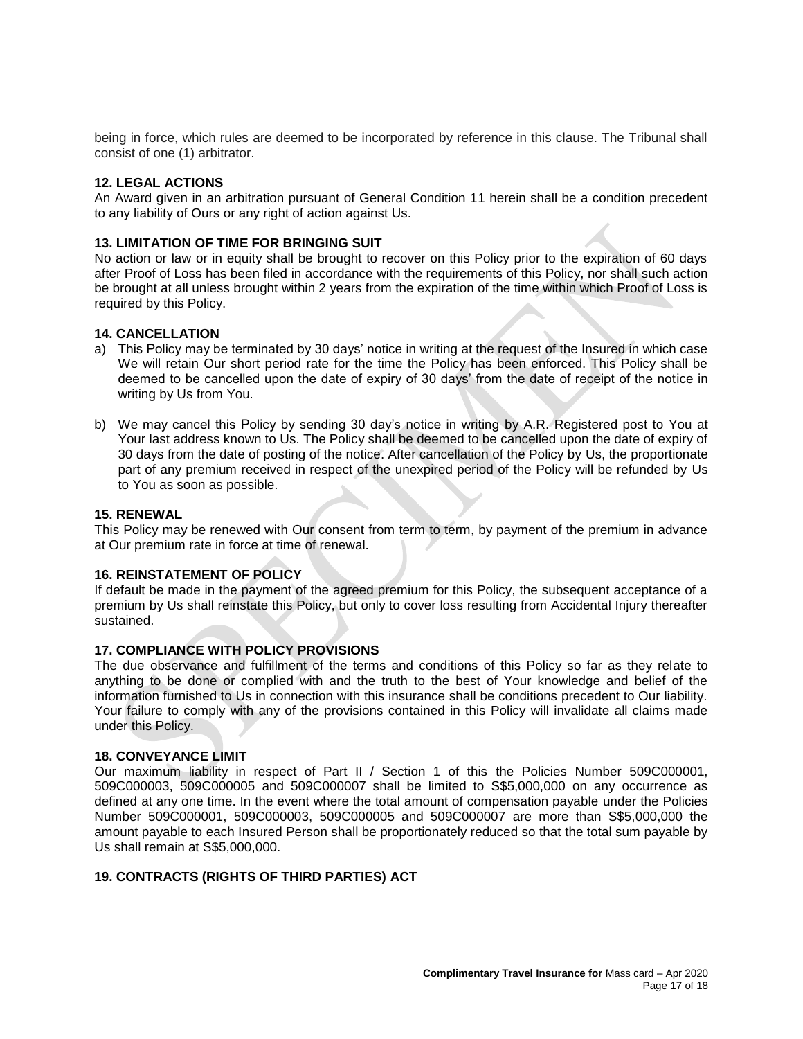being in force, which rules are deemed to be incorporated by reference in this clause. The Tribunal shall consist of one (1) arbitrator.

**12. LEGAL ACTIONS**

An Award given in an arbitration pursuant of General Condition 11 herein shall be a condition precedent to any liability of Ours or any right of action against Us.

**13. LIMITATION OF TIME FOR BRINGING SUIT**

No action or law or in equity shall be brought to recover on this Policy prior to the expiration of 60 days after Proof of Loss has been filed in accordance with the requirements of this Policy, nor shall such action be brought at all unless brought within 2 years from the expiration of the time within which Proof of Loss is required by this Policy.

**14. CANCELLATION**

a) This Policy may be terminated by 30 days' notice in writing at the request of the Insured in which case We will retain Our short period rate for the time the Policy has been enforced. This Policy shall be deemed to be cancelled upon the date of expiry of 30 days' from the date of receipt of the notice in writing by Us from You.

b) We may cancel this Policy by sending 30 day's notice in writing by A.R. Registered post to You at Your last address known to Us. The Policy shall be deemed to be cancelled upon the date of expiry of 30 days from the date of posting of the notice. After cancellation of the Policy by Us, the proportionate part of any premium received in respect of the unexpired period of the Policy will be refunded by Us to You as soon as possible.

**15. RENEWAL**

This Policy may be renewed with Our consent from term to term, by payment of the premium in advance at Our premium rate in force at time of renewal.

**16. REINSTATEMENT OF POLICY**

If default be made in the payment of the agreed premium for this Policy, the subsequent acceptance of a premium by Us shall reinstate this Policy, but only to cover loss resulting from Accidental Injury thereafter sustained.

**17. COMPLIANCE WITH POLICY PROVISIONS**

The due observance and fulfillment of the terms and conditions of this Policy so far as they relate to anything to be done or complied with and the truth to the best of Your knowledge and belief of the information furnished to Us in connection with this insurance shall be conditions precedent to Our liability. Your failure to comply with any of the provisions contained in this Policy will invalidate all claims made under this Policy.

**18. CONVEYANCE LIMIT**

Our maximum liability in respect of Part II / Section 1 of this the Policies Number 509C000001, 509C000003, 509C000005 and 509C000007 shall be limited to S$5,000,000 on any occurrence as defined at any one time. In the event where the total amount of compensation payable under the Policies Number 509C000001, 509C000003, 509C000005 and 509C000007 are more than S$5,000,000 the amount payable to each Insured Person shall be proportionately reduced so that the total sum payable by Us shall remain at S$5,000,000.

**19. CONTRACTS (RIGHTS OF THIRD PARTIES) ACT**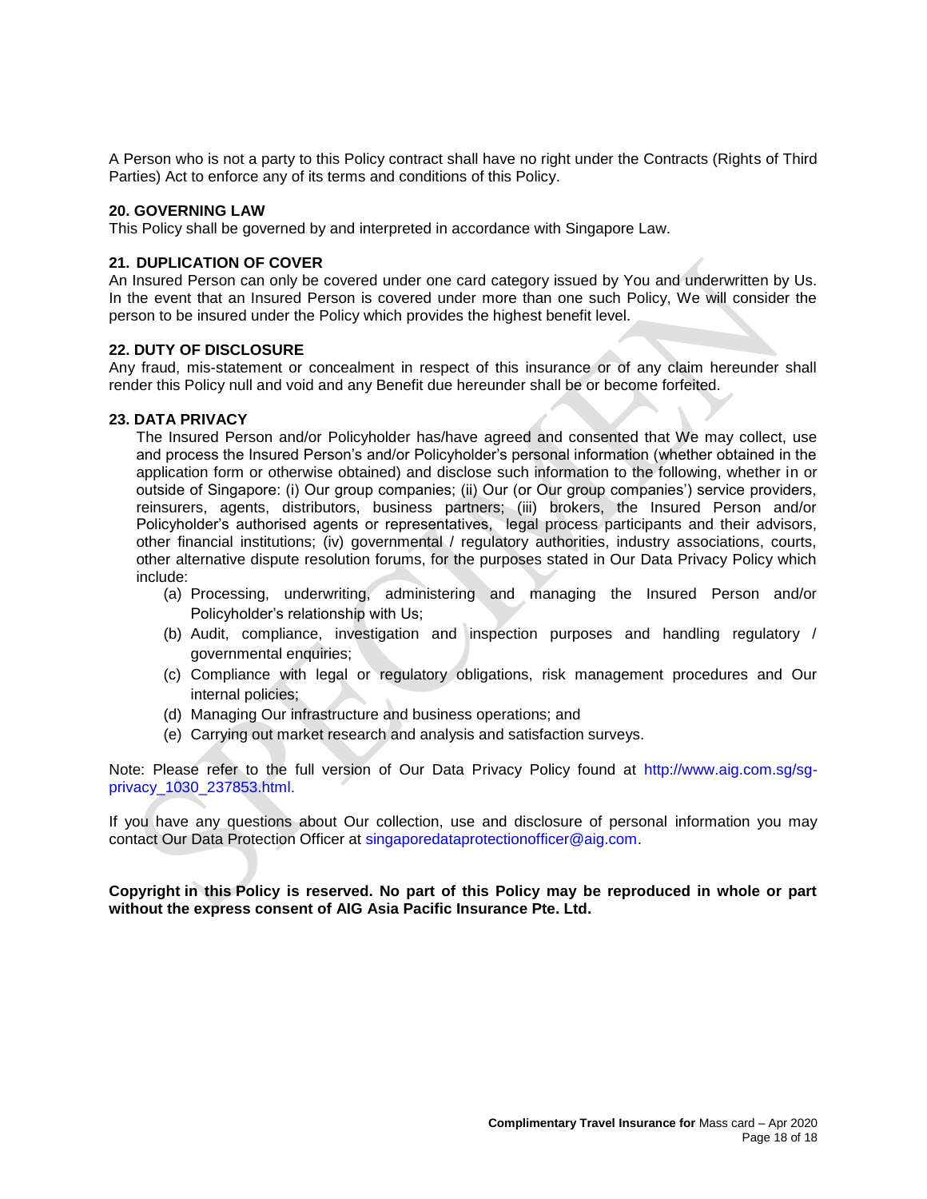A Person who is not a party to this Policy contract shall have no right under the Contracts (Rights of Third Parties) Act to enforce any of its terms and conditions of this Policy.

**20. GOVERNING LAW**

This Policy shall be governed by and interpreted in accordance with Singapore Law.

**21. DUPLICATION OF COVER**

An Insured Person can only be covered under one card category issued by You and underwritten by Us. In the event that an Insured Person is covered under more than one such Policy, We will consider the person to be insured under the Policy which provides the highest benefit level.

**22. DUTY OF DISCLOSURE**

Any fraud, mis-statement or concealment in respect of this insurance or of any claim hereunder shall render this Policy null and void and any Benefit due hereunder shall be or become forfeited.

**23. DATA PRIVACY**

The Insured Person and/or Policyholder has/have agreed and consented that We may collect, use and process the Insured Person's and/or Policyholder's personal information (whether obtained in the application form or otherwise obtained) and disclose such information to the following, whether in or outside of Singapore: (i) Our group companies; (ii) Our (or Our group companies') service providers, reinsurers, agents, distributors, business partners; (iii) brokers, the Insured Person and/or Policyholder's authorised agents or representatives, legal process participants and their advisors, other financial institutions; (iv) governmental / regulatory authorities, industry associations, courts, other alternative dispute resolution forums, for the purposes stated in Our Data Privacy Policy which include:

(a) Processing, underwriting, administering and managing the Insured Person and/or Policyholder's relationship with Us;
(b) Audit, compliance, investigation and inspection purposes and handling regulatory / governmental enquiries;
(c) Compliance with legal or regulatory obligations, risk management procedures and Our internal policies;
(d) Managing Our infrastructure and business operations; and
(e) Carrying out market research and analysis and satisfaction surveys.

Note: Please refer to the full version of Our Data Privacy Policy found at http://www.aig.com.sg/sg-privacy_1030_237853.html.

If you have any questions about Our collection, use and disclosure of personal information you may contact Our Data Protection Officer at singaporedataprotectionofficer@aig.com.

**Copyright in this Policy is reserved. No part of this Policy may be reproduced in whole or part without the express consent of AIG Asia Pacific Insurance Pte. Ltd.**